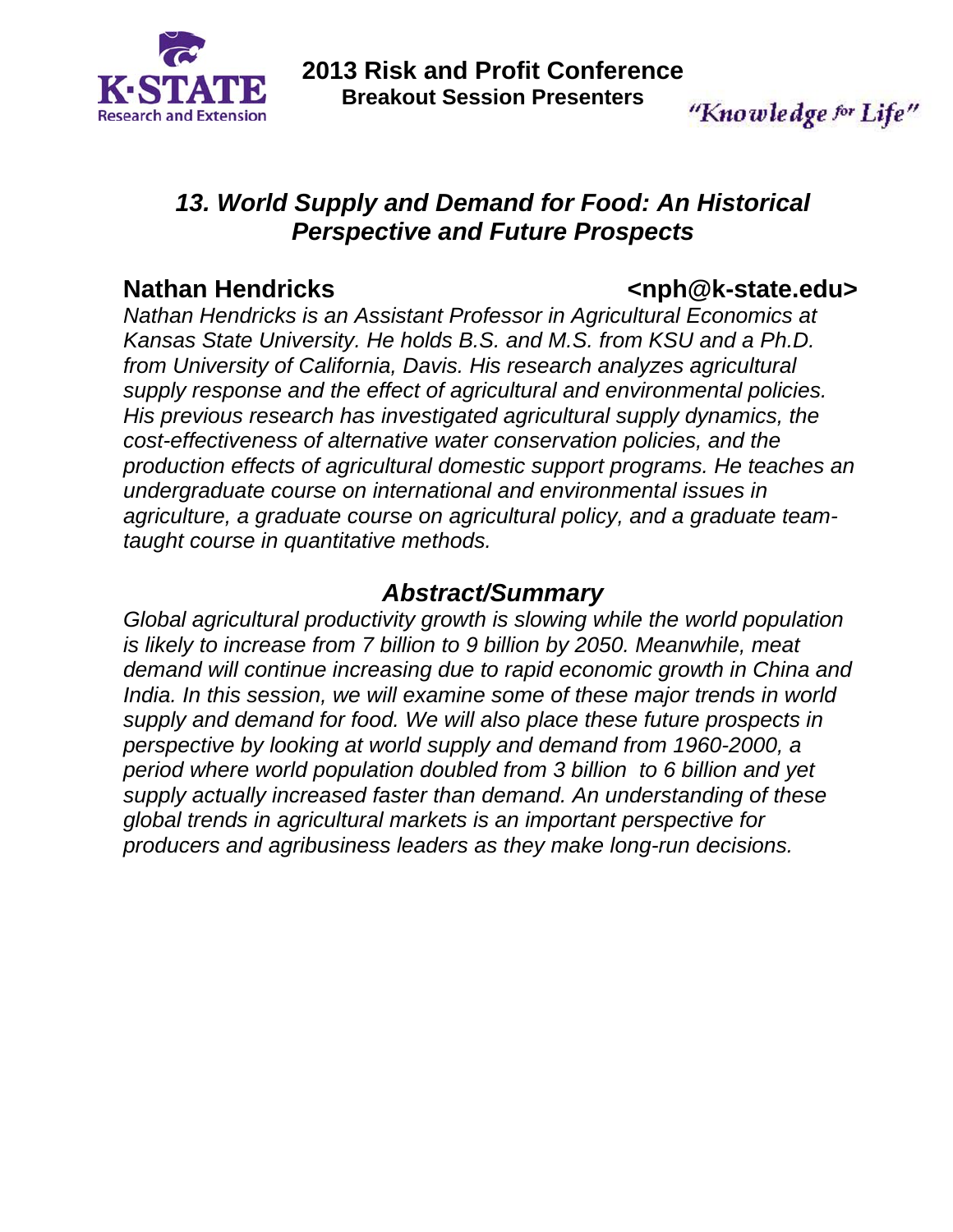# 2013 Risk and Profit Conference

## Breakout Session Presenters

"Knowledge for Life"

## *13. World Supply and Demand for Food: An Historical Perspective and Future Prospects*

**Nathan Hendricks** **<nph@k-state.edu>**

*Nathan Hendricks is an Assistant Professor in Agricultural Economics at Kansas State University. He holds B.S. and M.S. from KSU and a Ph.D. from University of California, Davis. His research analyzes agricultural supply response and the effect of agricultural and environmental policies. His previous research has investigated agricultural supply dynamics, the cost-effectiveness of alternative water conservation policies, and the production effects of agricultural domestic support programs. He teaches an undergraduate course on international and environmental issues in agriculture, a graduate course on agricultural policy, and a graduate team-taught course in quantitative methods.*

### *Abstract/Summary*

*Global agricultural productivity growth is slowing while the world population is likely to increase from 7 billion to 9 billion by 2050. Meanwhile, meat demand will continue increasing due to rapid economic growth in China and India. In this session, we will examine some of these major trends in world supply and demand for food. We will also place these future prospects in perspective by looking at world supply and demand from 1960-2000, a period where world population doubled from 3 billion to 6 billion and yet supply actually increased faster than demand. An understanding of these global trends in agricultural markets is an important perspective for producers and agribusiness leaders as they make long-run decisions.*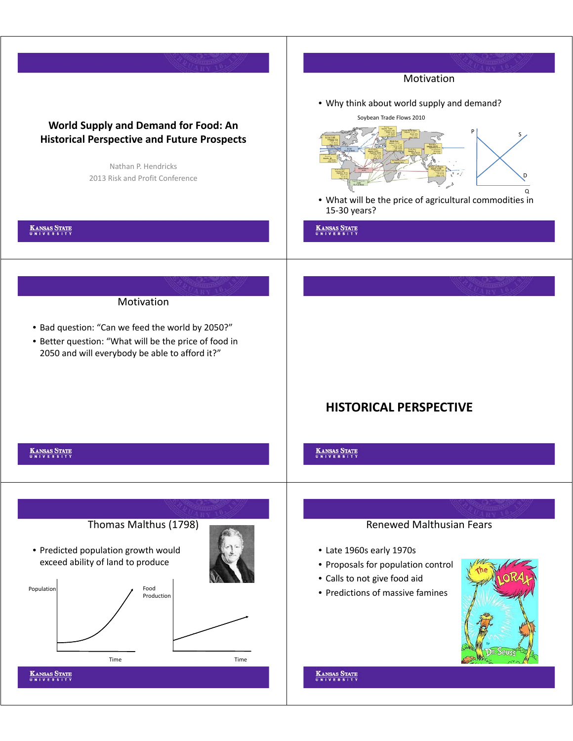## World Supply and Demand for Food: An Historical Perspective and Future Prospects

Nathan P. Hendricks
2013 Risk and Profit Conference

## Motivation

- Why think about world supply and demand?

Soybean Trade Flows 2010

- What will be the price of agricultural commodities in 15-30 years?

## Motivation

- Bad question: "Can we feed the world by 2050?"
- Better question: "What will be the price of food in 2050 and will everybody be able to afford it?"

# HISTORICAL PERSPECTIVE

## Thomas Malthus (1798)

- Predicted population growth would exceed ability of land to produce

Population / Time

Food Production / Time

## Renewed Malthusian Fears

- Late 1960s early 1970s
- Proposals for population control
- Calls to not give food aid
- Predictions of massive famines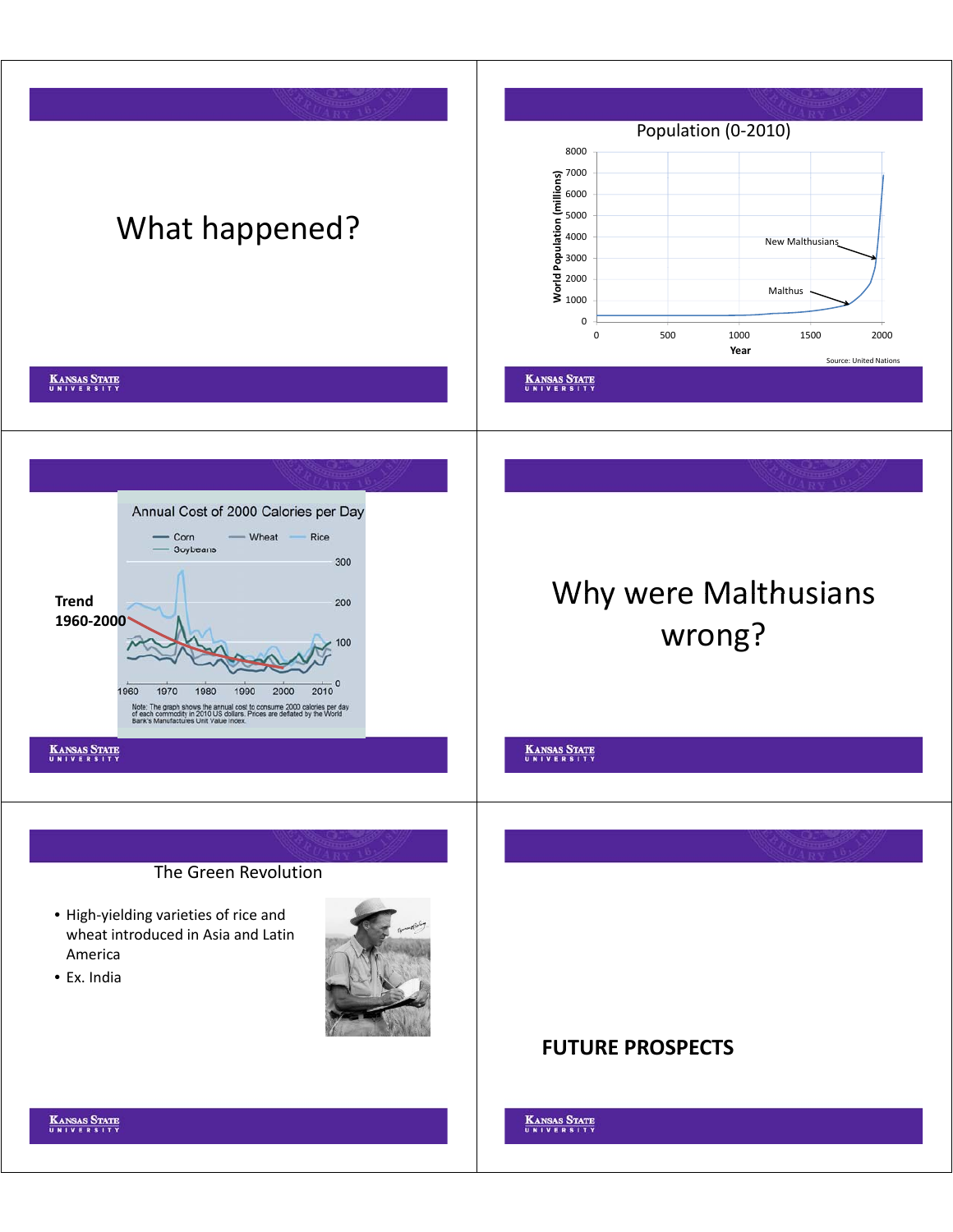What happened?

Population (0-2010)

| | |
|---|---|
| World Population (millions) | 0 – 8000 |
| Year | 0 – 2000 |

New Malthusians

Malthus

Source: United Nations

Trend 1960-2000

Annual Cost of 2000 Calories per Day

Corn — Wheat — Rice — Soybeans

Note: The graph shows the annual cost to consume 2000 calories per day of each commodity in 2010 US dollars. Prices are deflated by the World Bank's Manufactures Unit Value Index.

Why were Malthusians wrong?

The Green Revolution

- High-yielding varieties of rice and wheat introduced in Asia and Latin America
- Ex. India

**FUTURE PROSPECTS**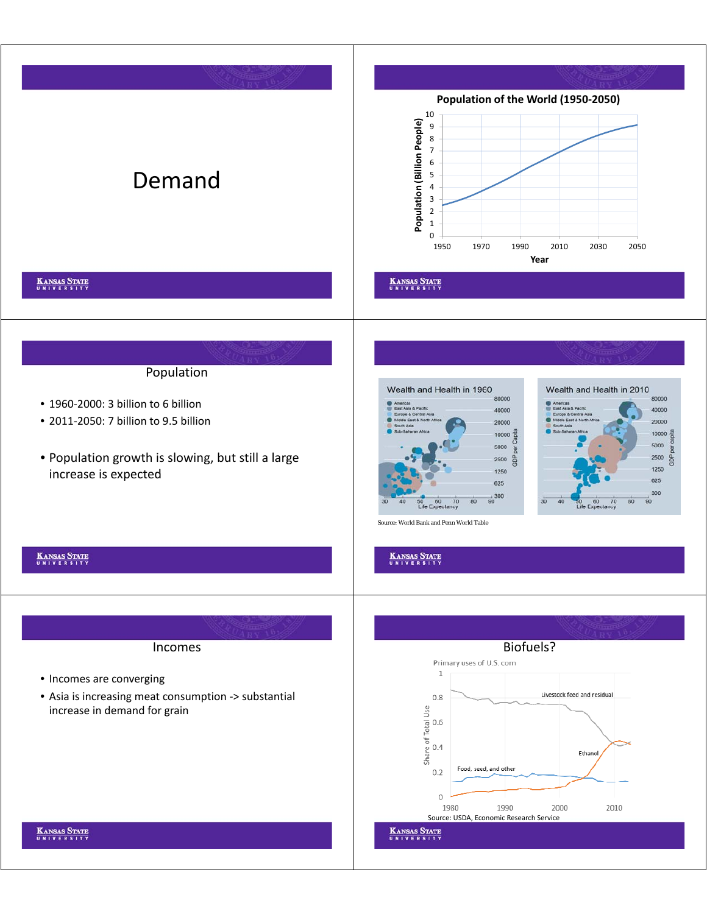# Demand

## Population of the World (1950-2050)

Population (Billion People)

Year

## Population

- 1960-2000: 3 billion to 6 billion
- 2011-2050: 7 billion to 9.5 billion
- Population growth is slowing, but still a large increase is expected

Wealth and Health in 1960

Wealth and Health in 2010

Source: World Bank and Penn World Table

## Incomes

- Incomes are converging
- Asia is increasing meat consumption -> substantial increase in demand for grain

## Biofuels?

Primary uses of U.S. corn

Source: USDA, Economic Research Service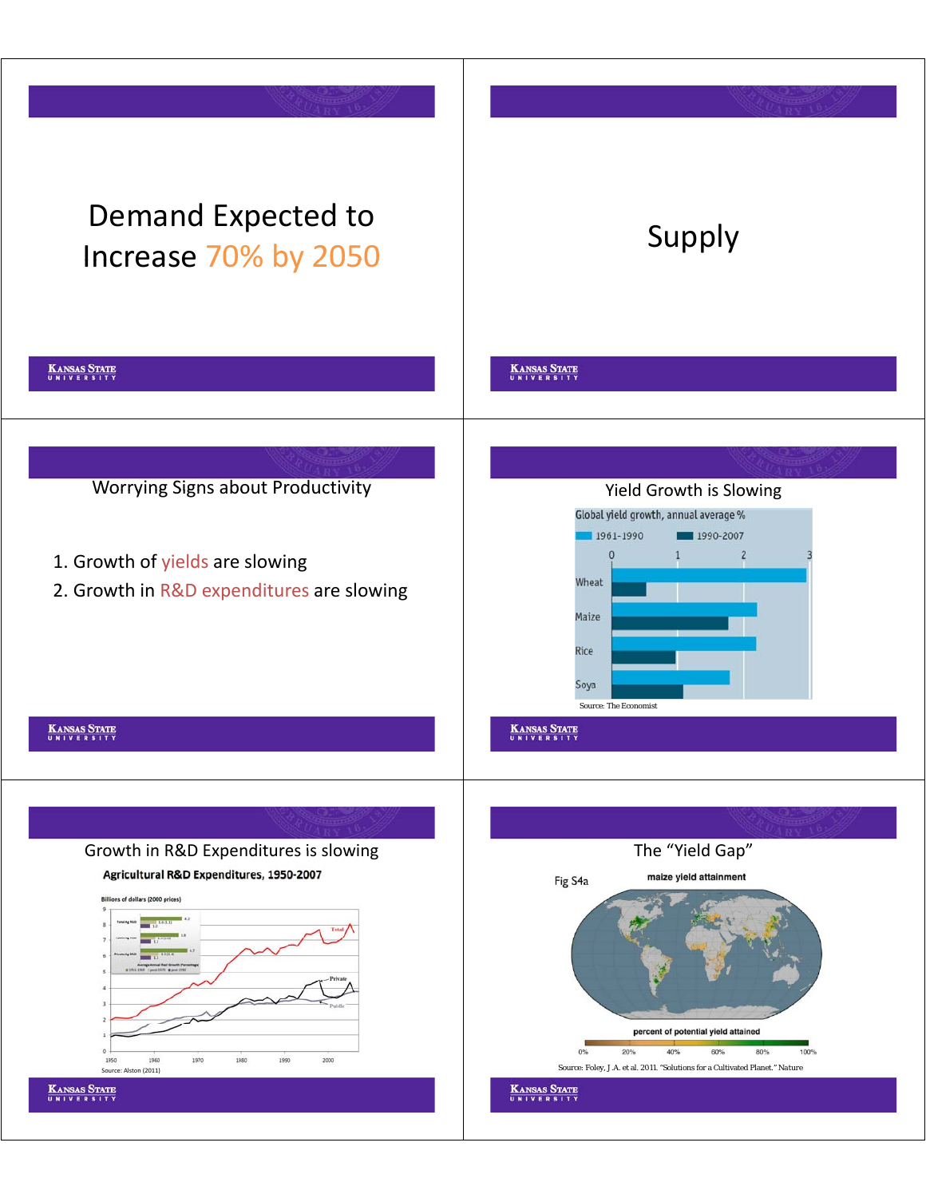## Demand Expected to Increase 70% by 2050

## Supply

## Worrying Signs about Productivity

1. Growth of yields are slowing
2. Growth in R&D expenditures are slowing

## Yield Growth is Slowing

Global yield growth, annual average %

| | 1961-1990 | 1990-2007 |
|---|---|---|
| Wheat | | |
| Maize | | |
| Rice | | |
| Soya | | |

Source: The Economist

## Growth in R&D Expenditures is slowing

Agricultural R&D Expenditures, 1950-2007

Billions of dollars (2000 prices)

Source: Alston (2011)

## The "Yield Gap"

Fig S4a

maize yield attainment

percent of potential yield attained

Source: Foley, J.A. et al. 2011. "Solutions for a Cultivated Planet." Nature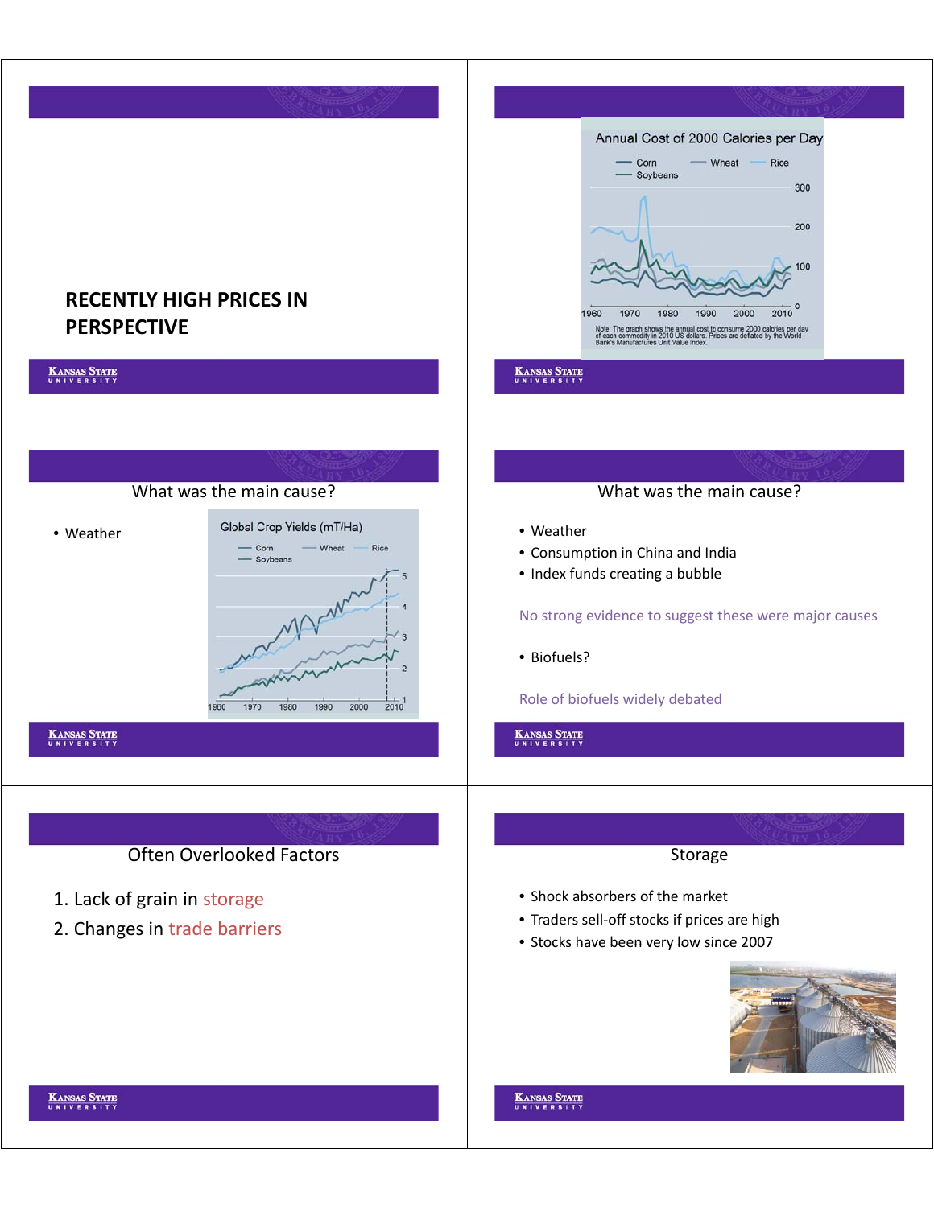## RECENTLY HIGH PRICES IN PERSPECTIVE

---

**Annual Cost of 2000 Calories per Day**

Corn — Wheat — Rice — Soybeans

Note: The graph shows the annual cost to consume 2000 calories per day of each commodity in 2010 US dollars. Prices are deflated by the World Bank's Manufactures Unit Value Index.

---

## What was the main cause?

- Weather

**Global Crop Yields (mT/Ha)**

Corn — Wheat — Rice — Soybeans

---

## What was the main cause?

- Weather
- Consumption in China and India
- Index funds creating a bubble

No strong evidence to suggest these were major causes

- Biofuels?

Role of biofuels widely debated

---

## Often Overlooked Factors

1. Lack of grain in storage
2. Changes in trade barriers

---

## Storage

- Shock absorbers of the market
- Traders sell-off stocks if prices are high
- Stocks have been very low since 2007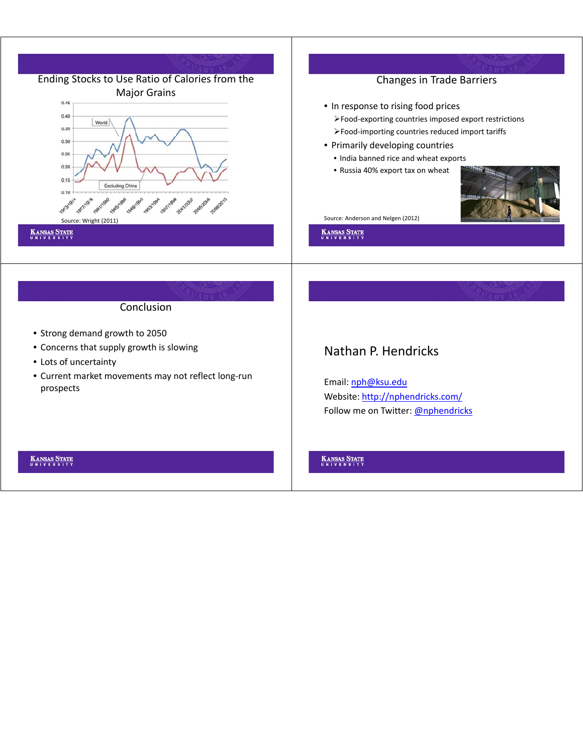## Ending Stocks to Use Ratio of Calories from the Major Grains

0.45
0.40
0.35
0.30
0.25
0.20
0.15
0.10

World

Excluding China

1973/1974
1977/1978
1981/1982
1985/1986
1989/1990
1993/1994
1997/1998
2001/2002
2005/2006
2009/2010

Source: Wright (2011)

## Changes in Trade Barriers

- In response to rising food prices
  - Food-exporting countries imposed export restrictions
  - Food-importing countries reduced import tariffs
- Primarily developing countries
  - India banned rice and wheat exports
  - Russia 40% export tax on wheat

Source: Anderson and Nelgen (2012)

## Conclusion

- Strong demand growth to 2050
- Concerns that supply growth is slowing
- Lots of uncertainty
- Current market movements may not reflect long-run prospects

## Nathan P. Hendricks

Email: nph@ksu.edu
Website: http://nphendricks.com/
Follow me on Twitter: @nphendricks